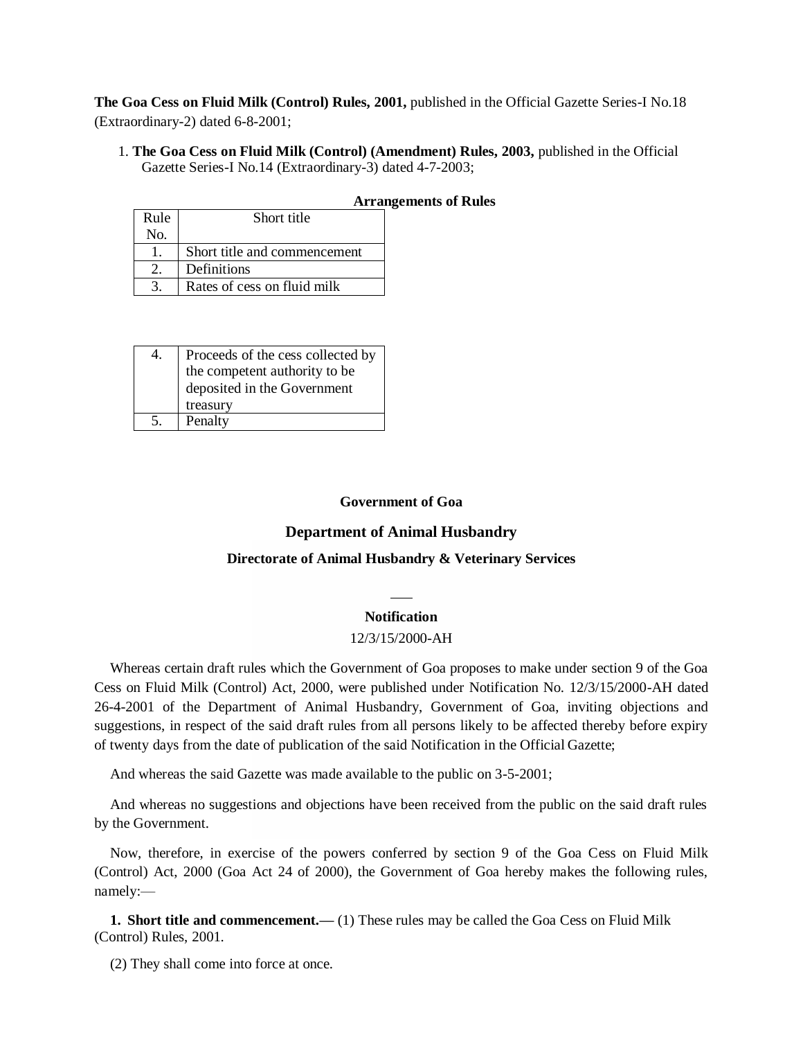**The Goa Cess on Fluid Milk (Control) Rules, 2001,** published in the Official Gazette Series-I No.18 (Extraordinary-2) dated 6-8-2001;

1. **The Goa Cess on Fluid Milk (Control) (Amendment) Rules, 2003,** published in the Official Gazette Series-I No.14 (Extraordinary-3) dated 4-7-2003;

**Arrangements of Rules**

| Rule No. | Short title |
|---|---|
| 1. | Short title and commencement |
| 2. | Definitions |
| 3. | Rates of cess on fluid milk |
| 4. | Proceeds of the cess collected by the competent authority to be deposited in the Government treasury |
| 5. | Penalty |

**Government of Goa**

**Department of Animal Husbandry**

**Directorate of Animal Husbandry & Veterinary Services**

**Notification**

12/3/15/2000-AH

Whereas certain draft rules which the Government of Goa proposes to make under section 9 of the Goa Cess on Fluid Milk (Control) Act, 2000, were published under Notification No. 12/3/15/2000-AH dated 26-4-2001 of the Department of Animal Husbandry, Government of Goa, inviting objections and suggestions, in respect of the said draft rules from all persons likely to be affected thereby before expiry of twenty days from the date of publication of the said Notification in the Official Gazette;

And whereas the said Gazette was made available to the public on 3-5-2001;

And whereas no suggestions and objections have been received from the public on the said draft rules by the Government.

Now, therefore, in exercise of the powers conferred by section 9 of the Goa Cess on Fluid Milk (Control) Act, 2000 (Goa Act 24 of 2000), the Government of Goa hereby makes the following rules, namely:—

**1. Short title and commencement.—** (1) These rules may be called the Goa Cess on Fluid Milk (Control) Rules, 2001.

(2) They shall come into force at once.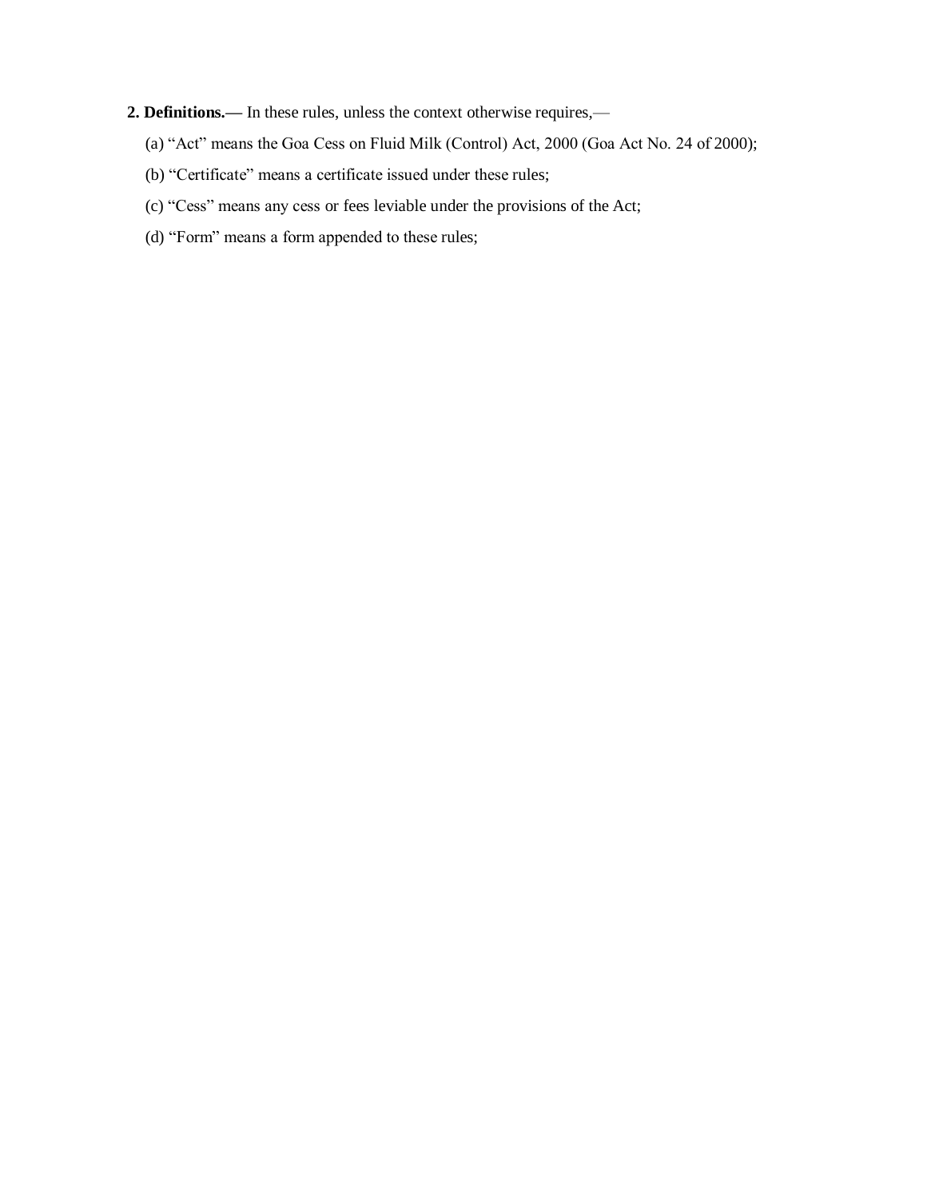**2. Definitions.—** In these rules, unless the context otherwise requires,—

(a) "Act" means the Goa Cess on Fluid Milk (Control) Act, 2000 (Goa Act No. 24 of 2000);

(b) "Certificate" means a certificate issued under these rules;

(c) "Cess" means any cess or fees leviable under the provisions of the Act;

(d) "Form" means a form appended to these rules;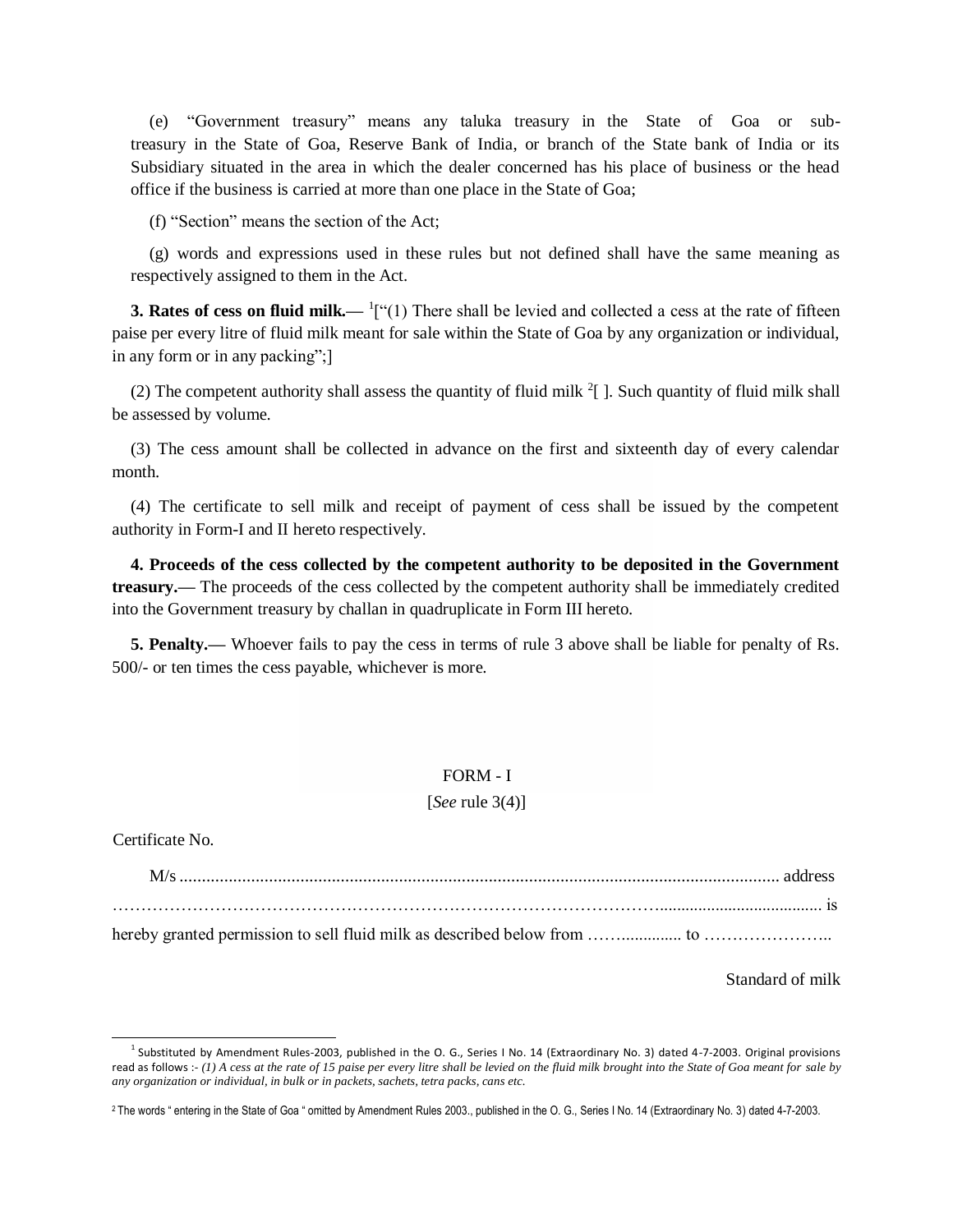(e) "Government treasury" means any taluka treasury in the State of Goa or sub-treasury in the State of Goa, Reserve Bank of India, or branch of the State bank of India or its Subsidiary situated in the area in which the dealer concerned has his place of business or the head office if the business is carried at more than one place in the State of Goa;

(f) "Section" means the section of the Act;

(g) words and expressions used in these rules but not defined shall have the same meaning as respectively assigned to them in the Act.

**3. Rates of cess on fluid milk.—** [1]["(1) There shall be levied and collected a cess at the rate of fifteen paise per every litre of fluid milk meant for sale within the State of Goa by any organization or individual, in any form or in any packing";]

(2) The competent authority shall assess the quantity of fluid milk [2][ ]. Such quantity of fluid milk shall be assessed by volume.

(3) The cess amount shall be collected in advance on the first and sixteenth day of every calendar month.

(4) The certificate to sell milk and receipt of payment of cess shall be issued by the competent authority in Form-I and II hereto respectively.

**4. Proceeds of the cess collected by the competent authority to be deposited in the Government treasury.—** The proceeds of the cess collected by the competent authority shall be immediately credited into the Government treasury by challan in quadruplicate in Form III hereto.

**5. Penalty.—** Whoever fails to pay the cess in terms of rule 3 above shall be liable for penalty of Rs. 500/- or ten times the cess payable, whichever is more.

FORM - I

[*See* rule 3(4)]

Certificate No.

M/s ........................................................................................................................................ address ………………………………………………………………………………………….................................... is hereby granted permission to sell fluid milk as described below from ……............. to …………………..

Standard of milk

---

[1] Substituted by Amendment Rules-2003, published in the O. G., Series I No. 14 (Extraordinary No. 3) dated 4-7-2003. Original provisions read as follows :- *(1) A cess at the rate of 15 paise per every litre shall be levied on the fluid milk brought into the State of Goa meant for sale by any organization or individual, in bulk or in packets, sachets, tetra packs, cans etc.*

[2] The words " entering in the State of Goa " omitted by Amendment Rules 2003., published in the O. G., Series I No. 14 (Extraordinary No. 3) dated 4-7-2003.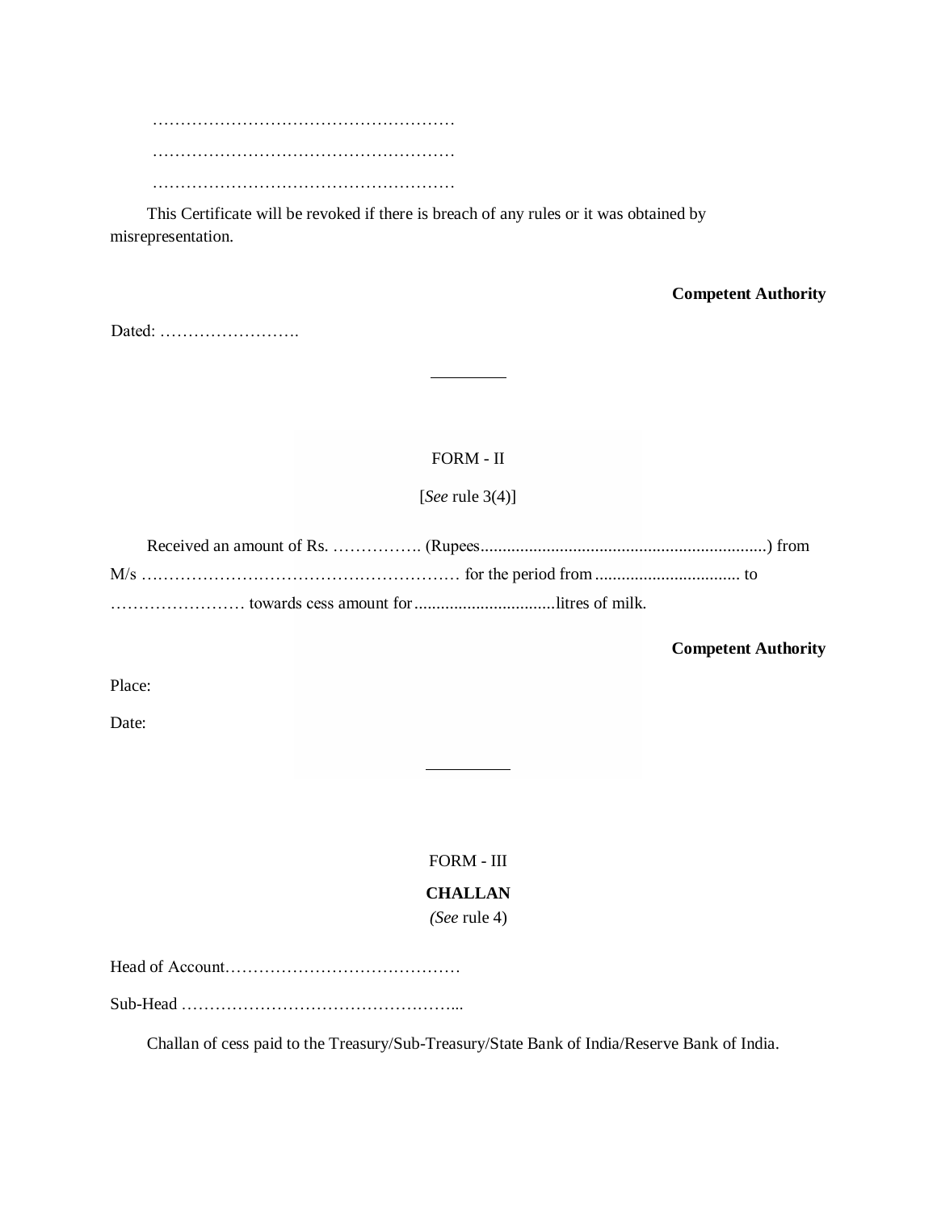………………………………………………

………………………………………………

………………………………………………

This Certificate will be revoked if there is breach of any rules or it was obtained by misrepresentation.

**Competent Authority**

Dated: …………………….

---

FORM - II

[*See* rule 3(4)]

Received an amount of Rs. ……………. (Rupees.................................................................) from M/s ………………………………………………… for the period from ................................. to …………………… towards cess amount for................................litres of milk.

**Competent Authority**

Place:

Date:

---

FORM - III

**CHALLAN**

(*See* rule 4)

Head of Account……………………………………

Sub-Head …………………………………………...

Challan of cess paid to the Treasury/Sub-Treasury/State Bank of India/Reserve Bank of India.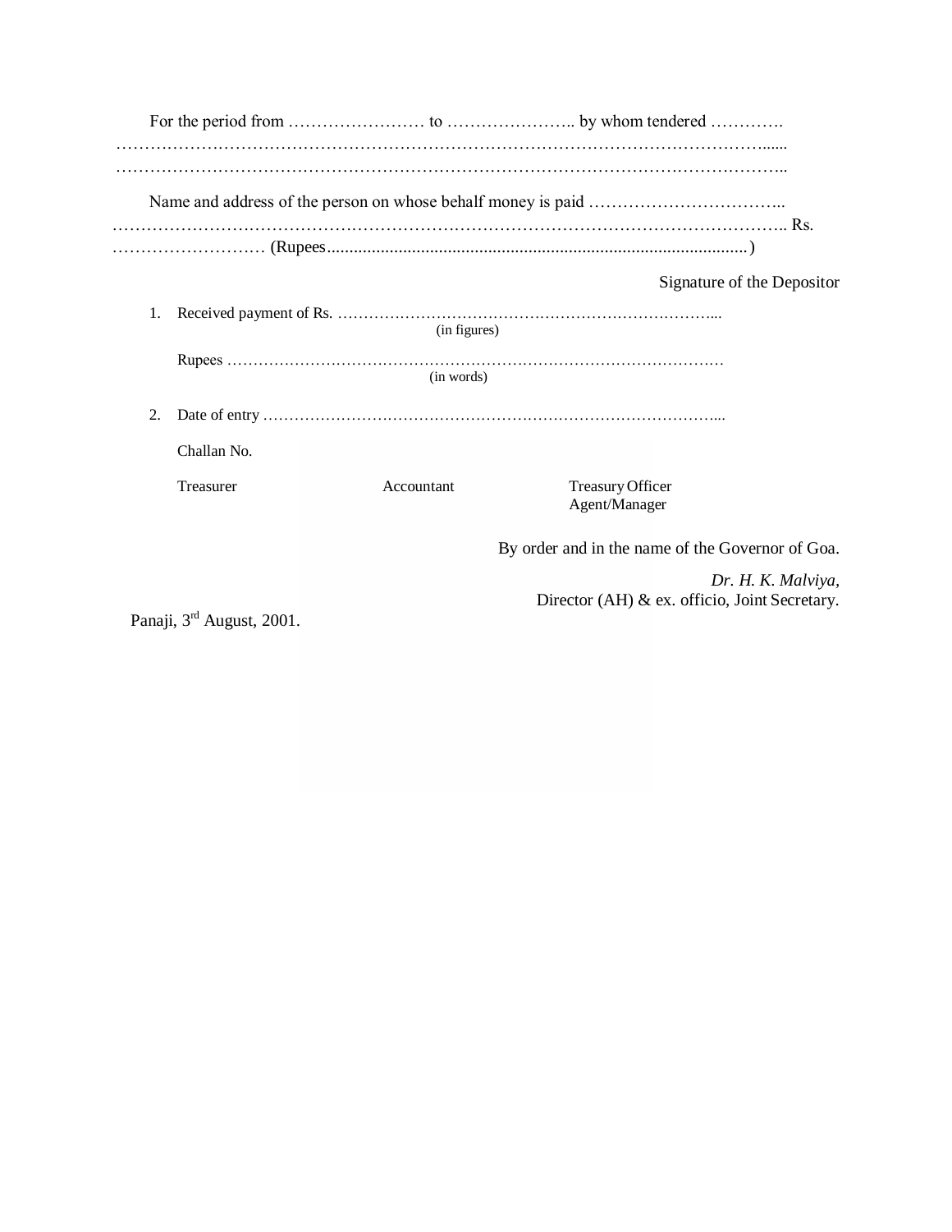For the period from …………………… to ………………….. by whom tendered ………….
………………………………………………………………………………………………………......
………………………………………………………………………………………………………..

Name and address of the person on whose behalf money is paid ……………………………..
……………………………………………………………………………………………………….. Rs.
……………………… (Rupees...............................................................................................)

Signature of the Depositor

1. Received payment of Rs. ………………………………………………………………...
   (in figures)

   Rupees ………………………………………………………………………………………
   (in words)

2. Date of entry ………………………………………………………………………………...

   Challan No.

   Treasurer　　　　Accountant　　　　Treasury Officer
   Agent/Manager

By order and in the name of the Governor of Goa.

*Dr. H. K. Malviya,*
Director (AH) & ex. officio, Joint Secretary.

Panaji, 3rd August, 2001.